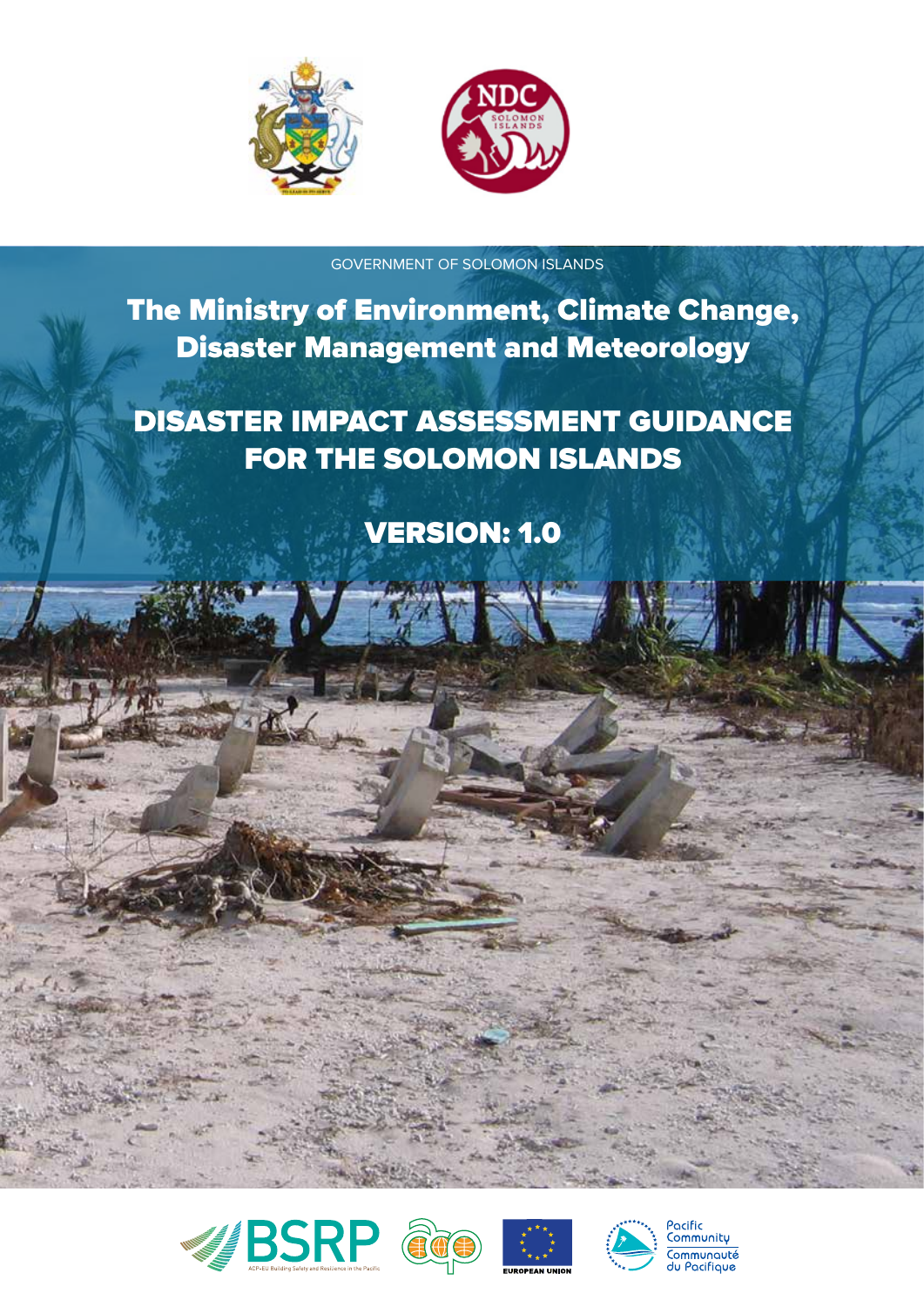GOVERNMENT OF SOLOMON ISLANDS

# The Ministry of Environment, Climate Change, Disaster Management and Meteorology

# DISASTER IMPACT ASSESSMENT GUIDANCE FOR THE SOLOMON ISLANDS

## VERSION: 1.0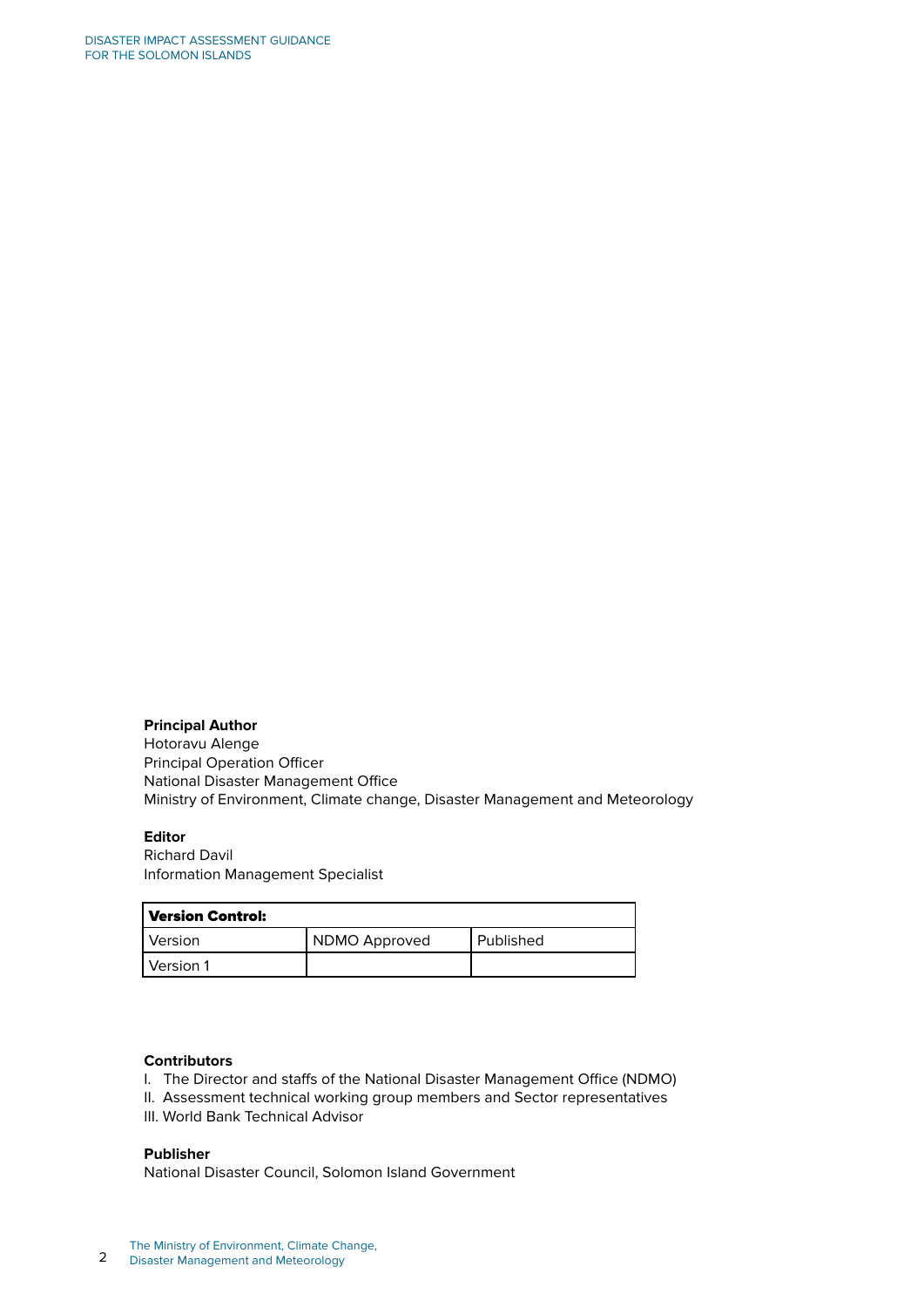**Principal Author**
Hotoravu Alenge
Principal Operation Officer
National Disaster Management Office
Ministry of Environment, Climate change, Disaster Management and Meteorology

**Editor**
Richard Davil
Information Management Specialist

| **Version Control:** | | |
|---|---|---|
| Version | NDMO Approved | Published |
| Version 1 | | |

**Contributors**

I. The Director and staffs of the National Disaster Management Office (NDMO)
II. Assessment technical working group members and Sector representatives
III. World Bank Technical Advisor

**Publisher**
National Disaster Council, Solomon Island Government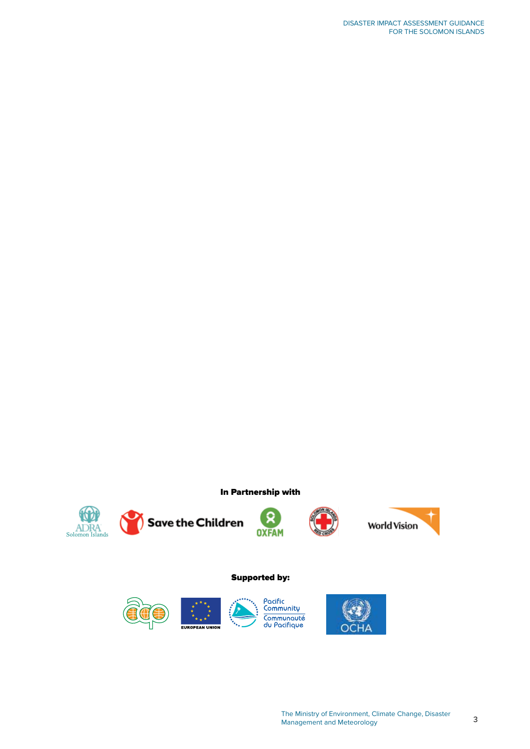**In Partnership with**

**Supported by:**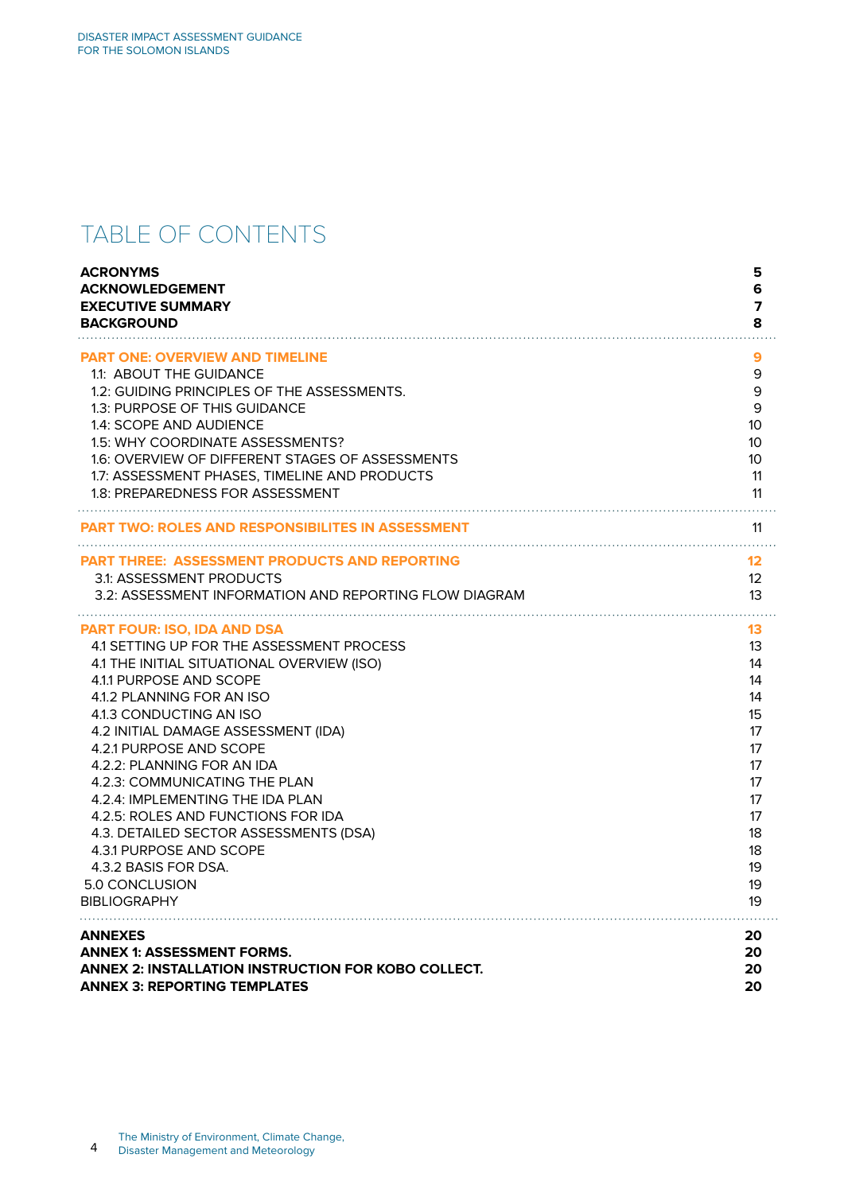# TABLE OF CONTENTS

| | |
|---|---|
| **ACRONYMS** | **5** |
| **ACKNOWLEDGEMENT** | **6** |
| **EXECUTIVE SUMMARY** | **7** |
| **BACKGROUND** | **8** |
| **PART ONE: OVERVIEW AND TIMELINE** | **9** |
| 1.1: ABOUT THE GUIDANCE | 9 |
| 1.2: GUIDING PRINCIPLES OF THE ASSESSMENTS. | 9 |
| 1.3: PURPOSE OF THIS GUIDANCE | 9 |
| 1.4: SCOPE AND AUDIENCE | 10 |
| 1.5: WHY COORDINATE ASSESSMENTS? | 10 |
| 1.6: OVERVIEW OF DIFFERENT STAGES OF ASSESSMENTS | 10 |
| 1.7: ASSESSMENT PHASES, TIMELINE AND PRODUCTS | 11 |
| 1.8: PREPAREDNESS FOR ASSESSMENT | 11 |
| **PART TWO: ROLES AND RESPONSIBILITES IN ASSESSMENT** | 11 |
| **PART THREE: ASSESSMENT PRODUCTS AND REPORTING** | **12** |
| 3.1: ASSESSMENT PRODUCTS | 12 |
| 3.2: ASSESSMENT INFORMATION AND REPORTING FLOW DIAGRAM | 13 |
| **PART FOUR: ISO, IDA AND DSA** | **13** |
| 4.1 SETTING UP FOR THE ASSESSMENT PROCESS | 13 |
| 4.1 THE INITIAL SITUATIONAL OVERVIEW (ISO) | 14 |
| 4.1.1 PURPOSE AND SCOPE | 14 |
| 4.1.2 PLANNING FOR AN ISO | 14 |
| 4.1.3 CONDUCTING AN ISO | 15 |
| 4.2 INITIAL DAMAGE ASSESSMENT (IDA) | 17 |
| 4.2.1 PURPOSE AND SCOPE | 17 |
| 4.2.2: PLANNING FOR AN IDA | 17 |
| 4.2.3: COMMUNICATING THE PLAN | 17 |
| 4.2.4: IMPLEMENTING THE IDA PLAN | 17 |
| 4.2.5: ROLES AND FUNCTIONS FOR IDA | 17 |
| 4.3. DETAILED SECTOR ASSESSMENTS (DSA) | 18 |
| 4.3.1 PURPOSE AND SCOPE | 18 |
| 4.3.2 BASIS FOR DSA. | 19 |
| 5.0 CONCLUSION | 19 |
| BIBLIOGRAPHY | 19 |
| **ANNEXES** | **20** |
| **ANNEX 1: ASSESSMENT FORMS.** | **20** |
| **ANNEX 2: INSTALLATION INSTRUCTION FOR KOBO COLLECT.** | **20** |
| **ANNEX 3: REPORTING TEMPLATES** | **20** |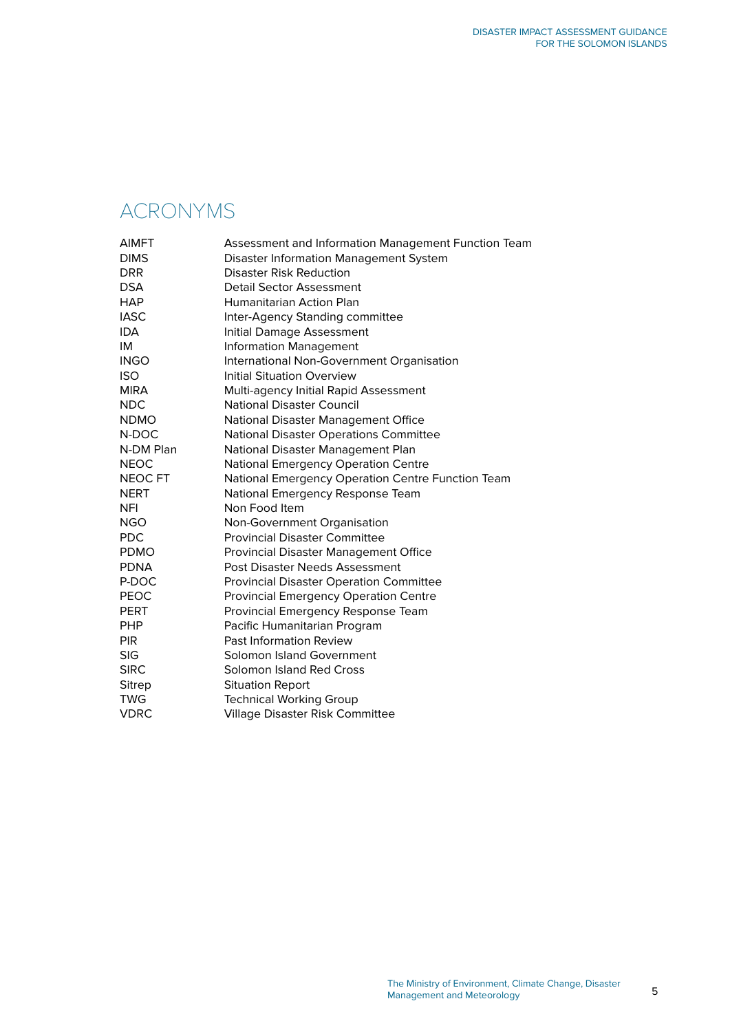# ACRONYMS

| | |
|---|---|
| AIMFT | Assessment and Information Management Function Team |
| DIMS | Disaster Information Management System |
| DRR | Disaster Risk Reduction |
| DSA | Detail Sector Assessment |
| HAP | Humanitarian Action Plan |
| IASC | Inter-Agency Standing committee |
| IDA | Initial Damage Assessment |
| IM | Information Management |
| INGO | International Non-Government Organisation |
| ISO | Initial Situation Overview |
| MIRA | Multi-agency Initial Rapid Assessment |
| NDC | National Disaster Council |
| NDMO | National Disaster Management Office |
| N-DOC | National Disaster Operations Committee |
| N-DM Plan | National Disaster Management Plan |
| NEOC | National Emergency Operation Centre |
| NEOC FT | National Emergency Operation Centre Function Team |
| NERT | National Emergency Response Team |
| NFI | Non Food Item |
| NGO | Non-Government Organisation |
| PDC | Provincial Disaster Committee |
| PDMO | Provincial Disaster Management Office |
| PDNA | Post Disaster Needs Assessment |
| P-DOC | Provincial Disaster Operation Committee |
| PEOC | Provincial Emergency Operation Centre |
| PERT | Provincial Emergency Response Team |
| PHP | Pacific Humanitarian Program |
| PIR | Past Information Review |
| SIG | Solomon Island Government |
| SIRC | Solomon Island Red Cross |
| Sitrep | Situation Report |
| TWG | Technical Working Group |
| VDRC | Village Disaster Risk Committee |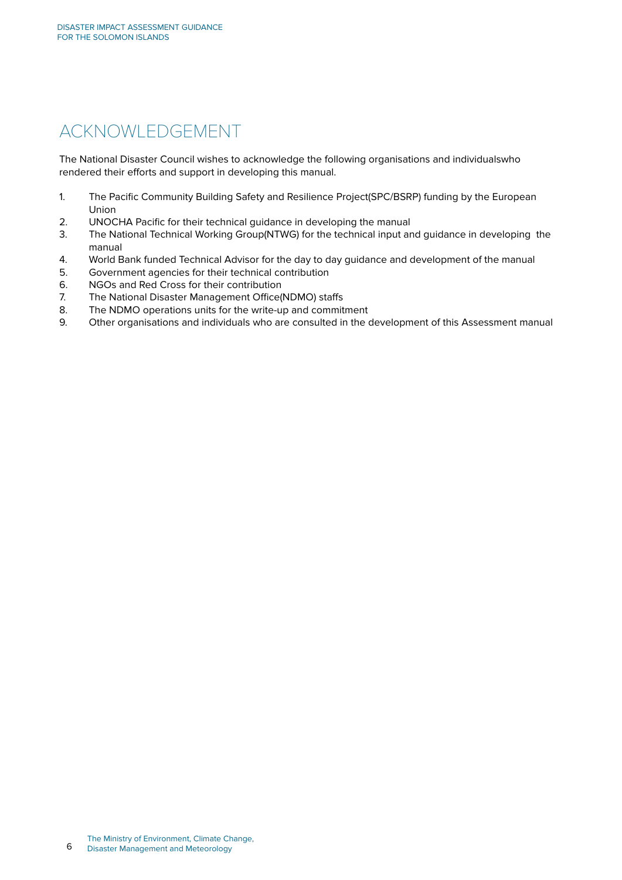# ACKNOWLEDGEMENT

The National Disaster Council wishes to acknowledge the following organisations and individualswho rendered their efforts and support in developing this manual.

1. The Pacific Community Building Safety and Resilience Project(SPC/BSRP) funding by the European Union
2. UNOCHA Pacific for their technical guidance in developing the manual
3. The National Technical Working Group(NTWG) for the technical input and guidance in developing the manual
4. World Bank funded Technical Advisor for the day to day guidance and development of the manual
5. Government agencies for their technical contribution
6. NGOs and Red Cross for their contribution
7. The National Disaster Management Office(NDMO) staffs
8. The NDMO operations units for the write-up and commitment
9. Other organisations and individuals who are consulted in the development of this Assessment manual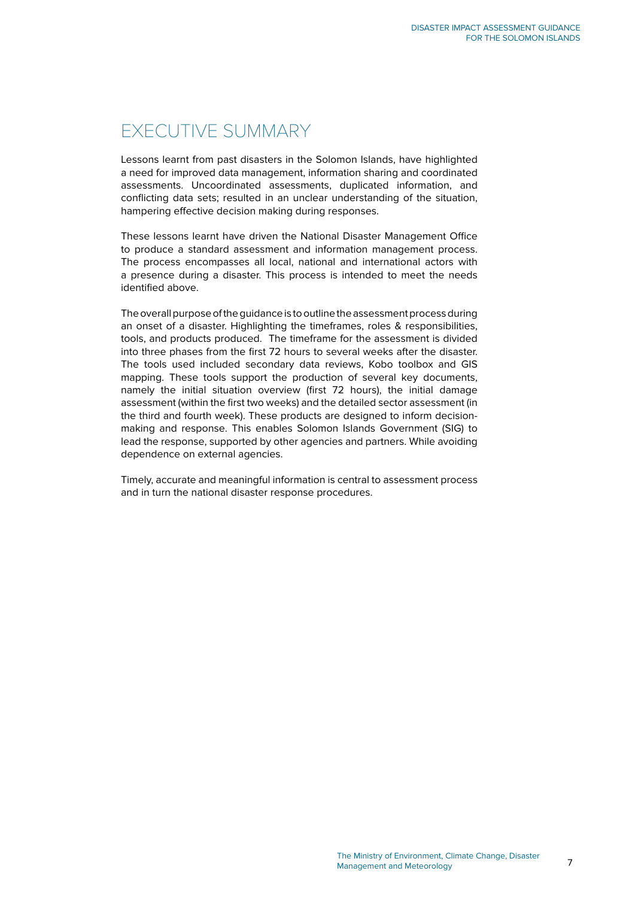# EXECUTIVE SUMMARY

Lessons learnt from past disasters in the Solomon Islands, have highlighted a need for improved data management, information sharing and coordinated assessments. Uncoordinated assessments, duplicated information, and conflicting data sets; resulted in an unclear understanding of the situation, hampering effective decision making during responses.

These lessons learnt have driven the National Disaster Management Office to produce a standard assessment and information management process. The process encompasses all local, national and international actors with a presence during a disaster. This process is intended to meet the needs identified above.

The overall purpose of the guidance is to outline the assessment process during an onset of a disaster. Highlighting the timeframes, roles & responsibilities, tools, and products produced. The timeframe for the assessment is divided into three phases from the first 72 hours to several weeks after the disaster. The tools used included secondary data reviews, Kobo toolbox and GIS mapping. These tools support the production of several key documents, namely the initial situation overview (first 72 hours), the initial damage assessment (within the first two weeks) and the detailed sector assessment (in the third and fourth week). These products are designed to inform decision-making and response. This enables Solomon Islands Government (SIG) to lead the response, supported by other agencies and partners. While avoiding dependence on external agencies.

Timely, accurate and meaningful information is central to assessment process and in turn the national disaster response procedures.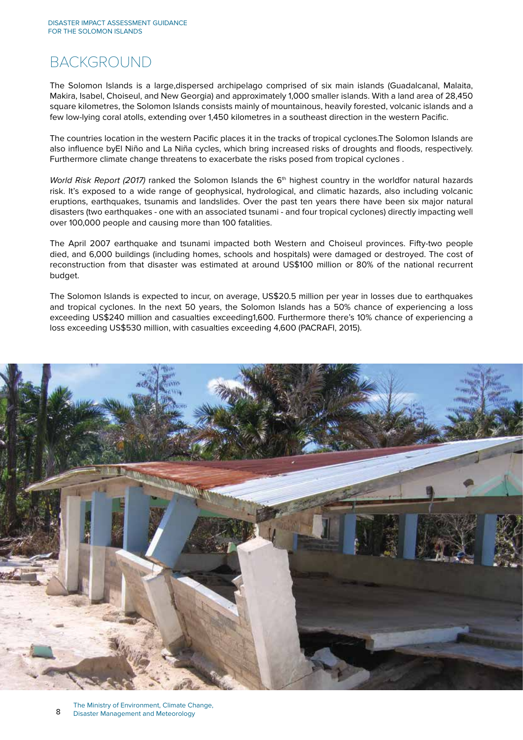# BACKGROUND

The Solomon Islands is a large,dispersed archipelago comprised of six main islands (Guadalcanal, Malaita, Makira, Isabel, Choiseul, and New Georgia) and approximately 1,000 smaller islands. With a land area of 28,450 square kilometres, the Solomon Islands consists mainly of mountainous, heavily forested, volcanic islands and a few low-lying coral atolls, extending over 1,450 kilometres in a southeast direction in the western Pacific.

The countries location in the western Pacific places it in the tracks of tropical cyclones.The Solomon Islands are also influence byEl Niño and La Niña cycles, which bring increased risks of droughts and floods, respectively. Furthermore climate change threatens to exacerbate the risks posed from tropical cyclones .

*World Risk Report (2017)* ranked the Solomon Islands the 6th highest country in the worldfor natural hazards risk. It's exposed to a wide range of geophysical, hydrological, and climatic hazards, also including volcanic eruptions, earthquakes, tsunamis and landslides. Over the past ten years there have been six major natural disasters (two earthquakes - one with an associated tsunami - and four tropical cyclones) directly impacting well over 100,000 people and causing more than 100 fatalities.

The April 2007 earthquake and tsunami impacted both Western and Choiseul provinces. Fifty-two people died, and 6,000 buildings (including homes, schools and hospitals) were damaged or destroyed. The cost of reconstruction from that disaster was estimated at around US$100 million or 80% of the national recurrent budget.

The Solomon Islands is expected to incur, on average, US$20.5 million per year in losses due to earthquakes and tropical cyclones. In the next 50 years, the Solomon Islands has a 50% chance of experiencing a loss exceeding US$240 million and casualties exceeding1,600. Furthermore there's 10% chance of experiencing a loss exceeding US$530 million, with casualties exceeding 4,600 (PACRAFI, 2015).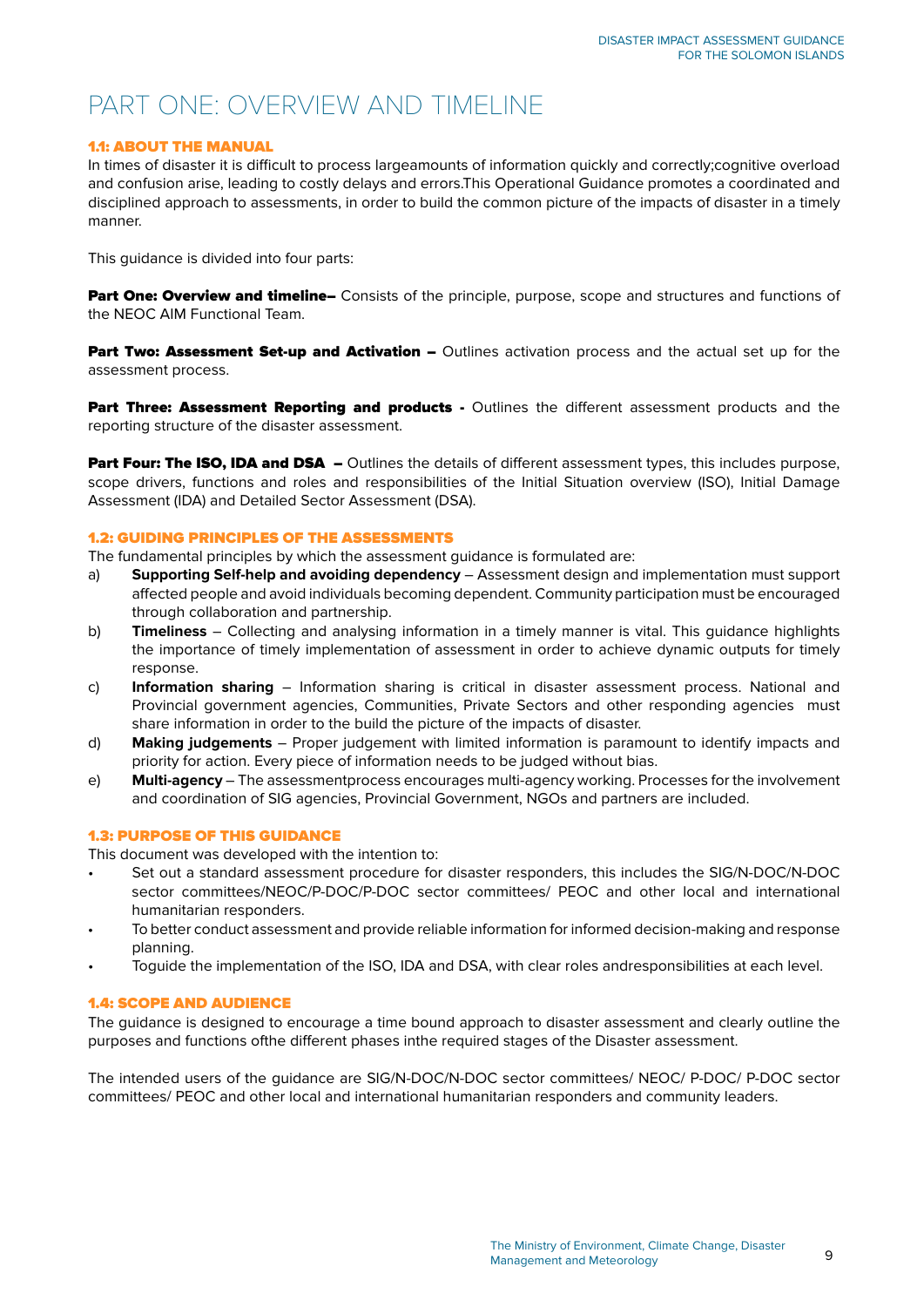# PART ONE: OVERVIEW AND TIMELINE

### 1.1: ABOUT THE MANUAL

In times of disaster it is difficult to process largeamounts of information quickly and correctly;cognitive overload and confusion arise, leading to costly delays and errors.This Operational Guidance promotes a coordinated and disciplined approach to assessments, in order to build the common picture of the impacts of disaster in a timely manner.

This guidance is divided into four parts:

**Part One: Overview and timeline–** Consists of the principle, purpose, scope and structures and functions of the NEOC AIM Functional Team.

**Part Two: Assessment Set-up and Activation –** Outlines activation process and the actual set up for the assessment process.

**Part Three: Assessment Reporting and products -** Outlines the different assessment products and the reporting structure of the disaster assessment.

**Part Four: The ISO, IDA and DSA –** Outlines the details of different assessment types, this includes purpose, scope drivers, functions and roles and responsibilities of the Initial Situation overview (ISO), Initial Damage Assessment (IDA) and Detailed Sector Assessment (DSA).

### 1.2: GUIDING PRINCIPLES OF THE ASSESSMENTS

The fundamental principles by which the assessment guidance is formulated are:

a) **Supporting Self-help and avoiding dependency** – Assessment design and implementation must support affected people and avoid individuals becoming dependent. Community participation must be encouraged through collaboration and partnership.

b) **Timeliness** – Collecting and analysing information in a timely manner is vital. This guidance highlights the importance of timely implementation of assessment in order to achieve dynamic outputs for timely response.

c) **Information sharing** – Information sharing is critical in disaster assessment process. National and Provincial government agencies, Communities, Private Sectors and other responding agencies must share information in order to the build the picture of the impacts of disaster.

d) **Making judgements** – Proper judgement with limited information is paramount to identify impacts and priority for action. Every piece of information needs to be judged without bias.

e) **Multi-agency** – The assessmentprocess encourages multi-agency working. Processes for the involvement and coordination of SIG agencies, Provincial Government, NGOs and partners are included.

### 1.3: PURPOSE OF THIS GUIDANCE

This document was developed with the intention to:

- Set out a standard assessment procedure for disaster responders, this includes the SIG/N-DOC/N-DOC sector committees/NEOC/P-DOC/P-DOC sector committees/ PEOC and other local and international humanitarian responders.
- To better conduct assessment and provide reliable information for informed decision-making and response planning.
- Toguide the implementation of the ISO, IDA and DSA, with clear roles andresponsibilities at each level.

### 1.4: SCOPE AND AUDIENCE

The guidance is designed to encourage a time bound approach to disaster assessment and clearly outline the purposes and functions ofthe different phases inthe required stages of the Disaster assessment.

The intended users of the guidance are SIG/N-DOC/N-DOC sector committees/ NEOC/ P-DOC/ P-DOC sector committees/ PEOC and other local and international humanitarian responders and community leaders.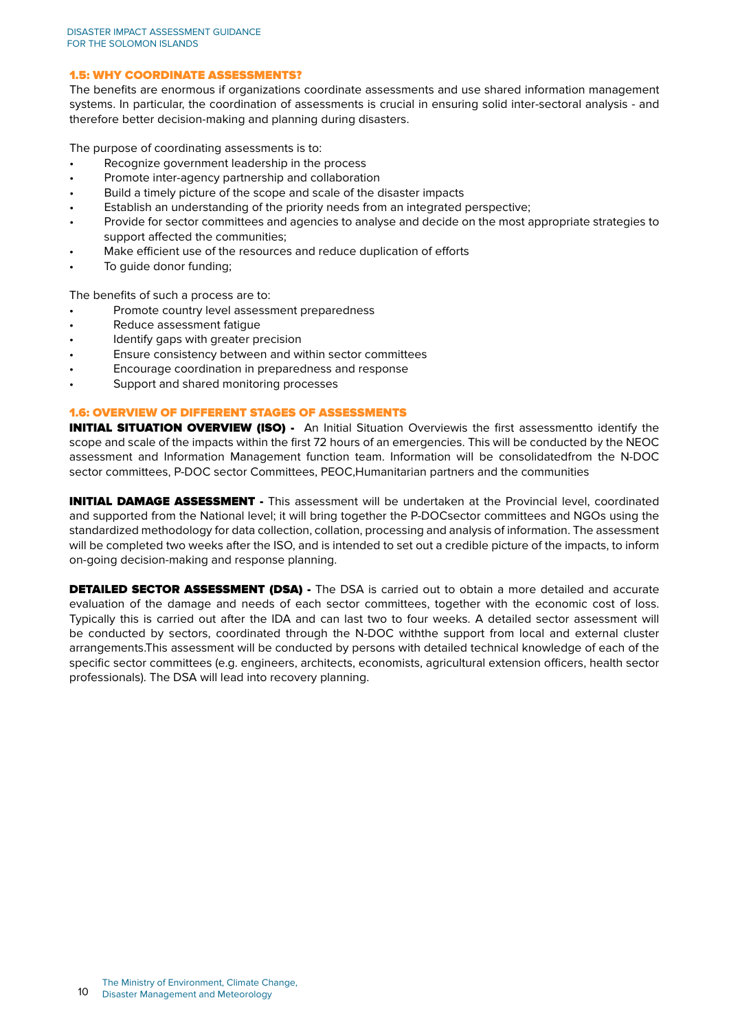## 1.5: WHY COORDINATE ASSESSMENTS?

The benefits are enormous if organizations coordinate assessments and use shared information management systems. In particular, the coordination of assessments is crucial in ensuring solid inter-sectoral analysis - and therefore better decision-making and planning during disasters.

The purpose of coordinating assessments is to:

- Recognize government leadership in the process
- Promote inter-agency partnership and collaboration
- Build a timely picture of the scope and scale of the disaster impacts
- Establish an understanding of the priority needs from an integrated perspective;
- Provide for sector committees and agencies to analyse and decide on the most appropriate strategies to support affected the communities;
- Make efficient use of the resources and reduce duplication of efforts
- To guide donor funding;

The benefits of such a process are to:

- Promote country level assessment preparedness
- Reduce assessment fatigue
- Identify gaps with greater precision
- Ensure consistency between and within sector committees
- Encourage coordination in preparedness and response
- Support and shared monitoring processes

## 1.6: OVERVIEW OF DIFFERENT STAGES OF ASSESSMENTS

**INITIAL SITUATION OVERVIEW (ISO) -** An Initial Situation Overviewis the first assessmentto identify the scope and scale of the impacts within the first 72 hours of an emergencies. This will be conducted by the NEOC assessment and Information Management function team. Information will be consolidatedfrom the N-DOC sector committees, P-DOC sector Committees, PEOC,Humanitarian partners and the communities

**INITIAL DAMAGE ASSESSMENT -** This assessment will be undertaken at the Provincial level, coordinated and supported from the National level; it will bring together the P-DOCsector committees and NGOs using the standardized methodology for data collection, collation, processing and analysis of information. The assessment will be completed two weeks after the ISO, and is intended to set out a credible picture of the impacts, to inform on-going decision-making and response planning.

**DETAILED SECTOR ASSESSMENT (DSA) -** The DSA is carried out to obtain a more detailed and accurate evaluation of the damage and needs of each sector committees, together with the economic cost of loss. Typically this is carried out after the IDA and can last two to four weeks. A detailed sector assessment will be conducted by sectors, coordinated through the N-DOC withthe support from local and external cluster arrangements.This assessment will be conducted by persons with detailed technical knowledge of each of the specific sector committees (e.g. engineers, architects, economists, agricultural extension officers, health sector professionals). The DSA will lead into recovery planning.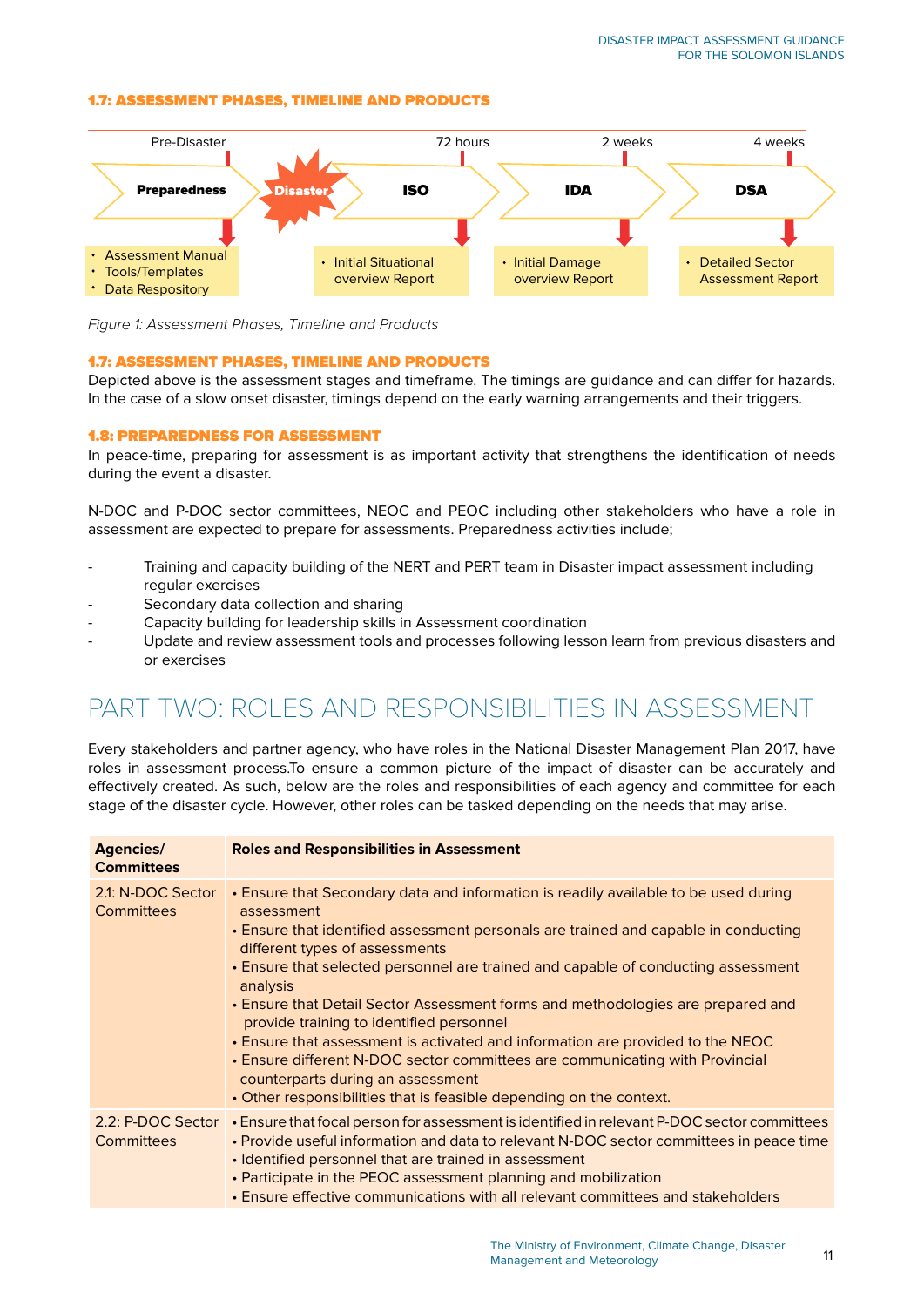#### 1.7: ASSESSMENT PHASES, TIMELINE AND PRODUCTS

| Pre-Disaster | | 72 hours | 2 weeks | 4 weeks |
|---|---|---|---|---|
| **Preparedness** | **Disaster** | **ISO** | **IDA** | **DSA** |
| • Assessment Manual<br>• Tools/Templates<br>• Data Respository | | • Initial Situational overview Report | • Initial Damage overview Report | • Detailed Sector Assessment Report |

*Figure 1: Assessment Phases, Timeline and Products*

#### 1.7: ASSESSMENT PHASES, TIMELINE AND PRODUCTS

Depicted above is the assessment stages and timeframe. The timings are guidance and can differ for hazards. In the case of a slow onset disaster, timings depend on the early warning arrangements and their triggers.

#### 1.8: PREPAREDNESS FOR ASSESSMENT

In peace-time, preparing for assessment is as important activity that strengthens the identification of needs during the event a disaster.

N-DOC and P-DOC sector committees, NEOC and PEOC including other stakeholders who have a role in assessment are expected to prepare for assessments. Preparedness activities include;

- Training and capacity building of the NERT and PERT team in Disaster impact assessment including regular exercises
- Secondary data collection and sharing
- Capacity building for leadership skills in Assessment coordination
- Update and review assessment tools and processes following lesson learn from previous disasters and or exercises

# PART TWO: ROLES AND RESPONSIBILITIES IN ASSESSMENT

Every stakeholders and partner agency, who have roles in the National Disaster Management Plan 2017, have roles in assessment process.To ensure a common picture of the impact of disaster can be accurately and effectively created. As such, below are the roles and responsibilities of each agency and committee for each stage of the disaster cycle. However, other roles can be tasked depending on the needs that may arise.

| Agencies/ Committees | Roles and Responsibilities in Assessment |
|---|---|
| 2.1: N-DOC Sector Committees | • Ensure that Secondary data and information is readily available to be used during assessment<br>• Ensure that identified assessment personals are trained and capable in conducting different types of assessments<br>• Ensure that selected personnel are trained and capable of conducting assessment analysis<br>• Ensure that Detail Sector Assessment forms and methodologies are prepared and provide training to identified personnel<br>• Ensure that assessment is activated and information are provided to the NEOC<br>• Ensure different N-DOC sector committees are communicating with Provincial counterparts during an assessment<br>• Other responsibilities that is feasible depending on the context. |
| 2.2: P-DOC Sector Committees | • Ensure that focal person for assessment is identified in relevant P-DOC sector committees<br>• Provide useful information and data to relevant N-DOC sector committees in peace time<br>• Identified personnel that are trained in assessment<br>• Participate in the PEOC assessment planning and mobilization<br>• Ensure effective communications with all relevant committees and stakeholders |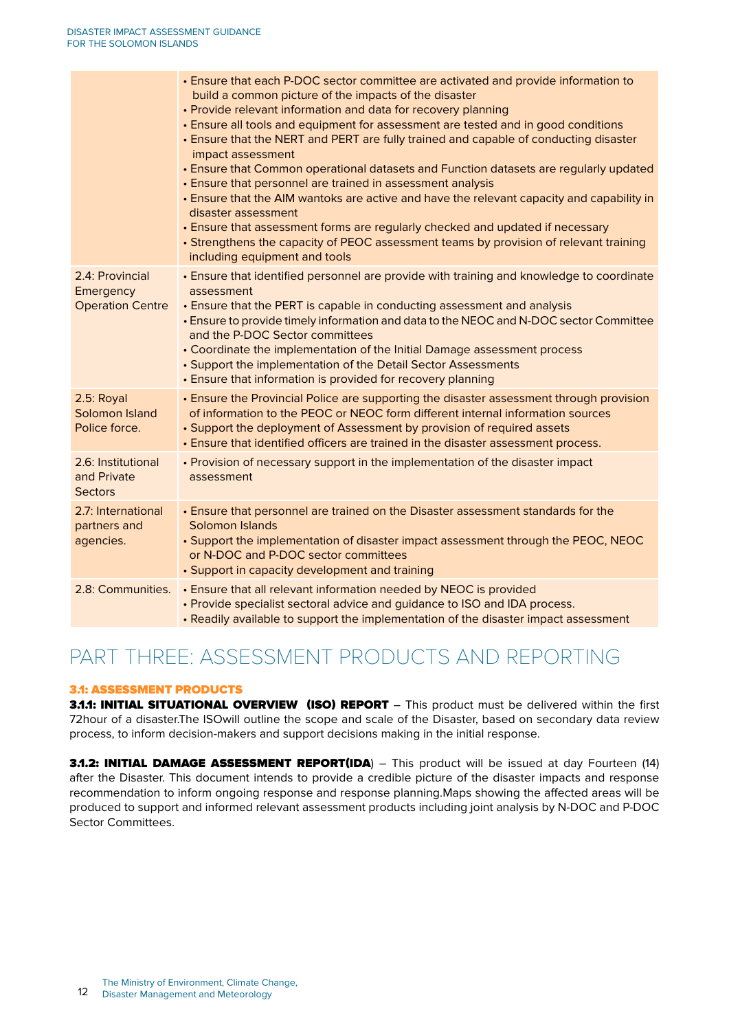| | |
|---|---|
| | • Ensure that each P-DOC sector committee are activated and provide information to build a common picture of the impacts of the disaster<br>• Provide relevant information and data for recovery planning<br>• Ensure all tools and equipment for assessment are tested and in good conditions<br>• Ensure that the NERT and PERT are fully trained and capable of conducting disaster impact assessment<br>• Ensure that Common operational datasets and Function datasets are regularly updated<br>• Ensure that personnel are trained in assessment analysis<br>• Ensure that the AIM wantoks are active and have the relevant capacity and capability in disaster assessment<br>• Ensure that assessment forms are regularly checked and updated if necessary<br>• Strengthens the capacity of PEOC assessment teams by provision of relevant training including equipment and tools |
| 2.4: Provincial Emergency Operation Centre | • Ensure that identified personnel are provide with training and knowledge to coordinate assessment<br>• Ensure that the PERT is capable in conducting assessment and analysis<br>• Ensure to provide timely information and data to the NEOC and N-DOC sector Committee and the P-DOC Sector committees<br>• Coordinate the implementation of the Initial Damage assessment process<br>• Support the implementation of the Detail Sector Assessments<br>• Ensure that information is provided for recovery planning |
| 2.5: Royal Solomon Island Police force. | • Ensure the Provincial Police are supporting the disaster assessment through provision of information to the PEOC or NEOC form different internal information sources<br>• Support the deployment of Assessment by provision of required assets<br>• Ensure that identified officers are trained in the disaster assessment process. |
| 2.6: Institutional and Private Sectors | • Provision of necessary support in the implementation of the disaster impact assessment |
| 2.7: International partners and agencies. | • Ensure that personnel are trained on the Disaster assessment standards for the Solomon Islands<br>• Support the implementation of disaster impact assessment through the PEOC, NEOC or N-DOC and P-DOC sector committees<br>• Support in capacity development and training |
| 2.8: Communities. | • Ensure that all relevant information needed by NEOC is provided<br>• Provide specialist sectoral advice and guidance to ISO and IDA process.<br>• Readily available to support the implementation of the disaster impact assessment |

# PART THREE: ASSESSMENT PRODUCTS AND REPORTING

## 3.1: ASSESSMENT PRODUCTS

**3.1.1: INITIAL SITUATIONAL OVERVIEW (ISO) REPORT** – This product must be delivered within the first 72hour of a disaster.The ISOwill outline the scope and scale of the Disaster, based on secondary data review process, to inform decision-makers and support decisions making in the initial response.

**3.1.2: INITIAL DAMAGE ASSESSMENT REPORT(IDA**) – This product will be issued at day Fourteen (14) after the Disaster. This document intends to provide a credible picture of the disaster impacts and response recommendation to inform ongoing response and response planning.Maps showing the affected areas will be produced to support and informed relevant assessment products including joint analysis by N-DOC and P-DOC Sector Committees.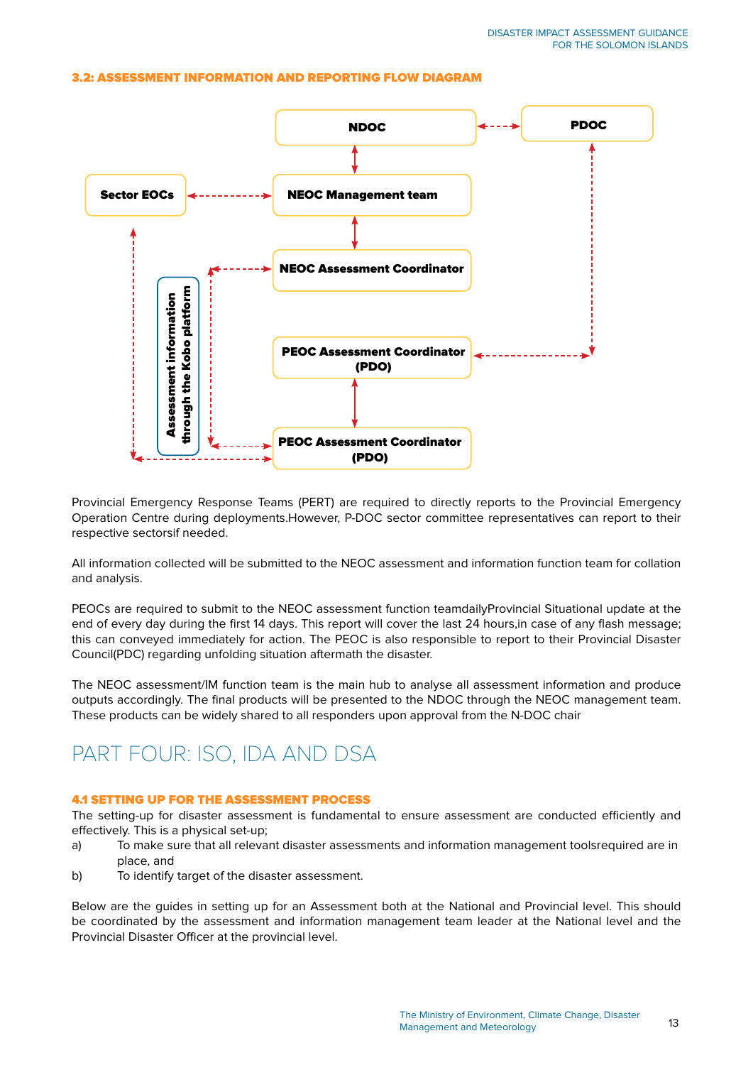### 3.2: ASSESSMENT INFORMATION AND REPORTING FLOW DIAGRAM

NDOC

PDOC

Sector EOCs

NEOC Management team

NEOC Assessment Coordinator

Assessment information through the Kobo platform

PEOC Assessment Coordinator (PDO)

PEOC Assessment Coordinator (PDO)

Provincial Emergency Response Teams (PERT) are required to directly reports to the Provincial Emergency Operation Centre during deployments.However, P-DOC sector committee representatives can report to their respective sectorsif needed.

All information collected will be submitted to the NEOC assessment and information function team for collation and analysis.

PEOCs are required to submit to the NEOC assessment function teamdailyProvincial Situational update at the end of every day during the first 14 days. This report will cover the last 24 hours,in case of any flash message; this can conveyed immediately for action. The PEOC is also responsible to report to their Provincial Disaster Council(PDC) regarding unfolding situation aftermath the disaster.

The NEOC assessment/IM function team is the main hub to analyse all assessment information and produce outputs accordingly. The final products will be presented to the NDOC through the NEOC management team. These products can be widely shared to all responders upon approval from the N-DOC chair

# PART FOUR: ISO, IDA AND DSA

### 4.1 SETTING UP FOR THE ASSESSMENT PROCESS

The setting-up for disaster assessment is fundamental to ensure assessment are conducted efficiently and effectively. This is a physical set-up;

a) To make sure that all relevant disaster assessments and information management toolsrequired are in place, and
b) To identify target of the disaster assessment.

Below are the guides in setting up for an Assessment both at the National and Provincial level. This should be coordinated by the assessment and information management team leader at the National level and the Provincial Disaster Officer at the provincial level.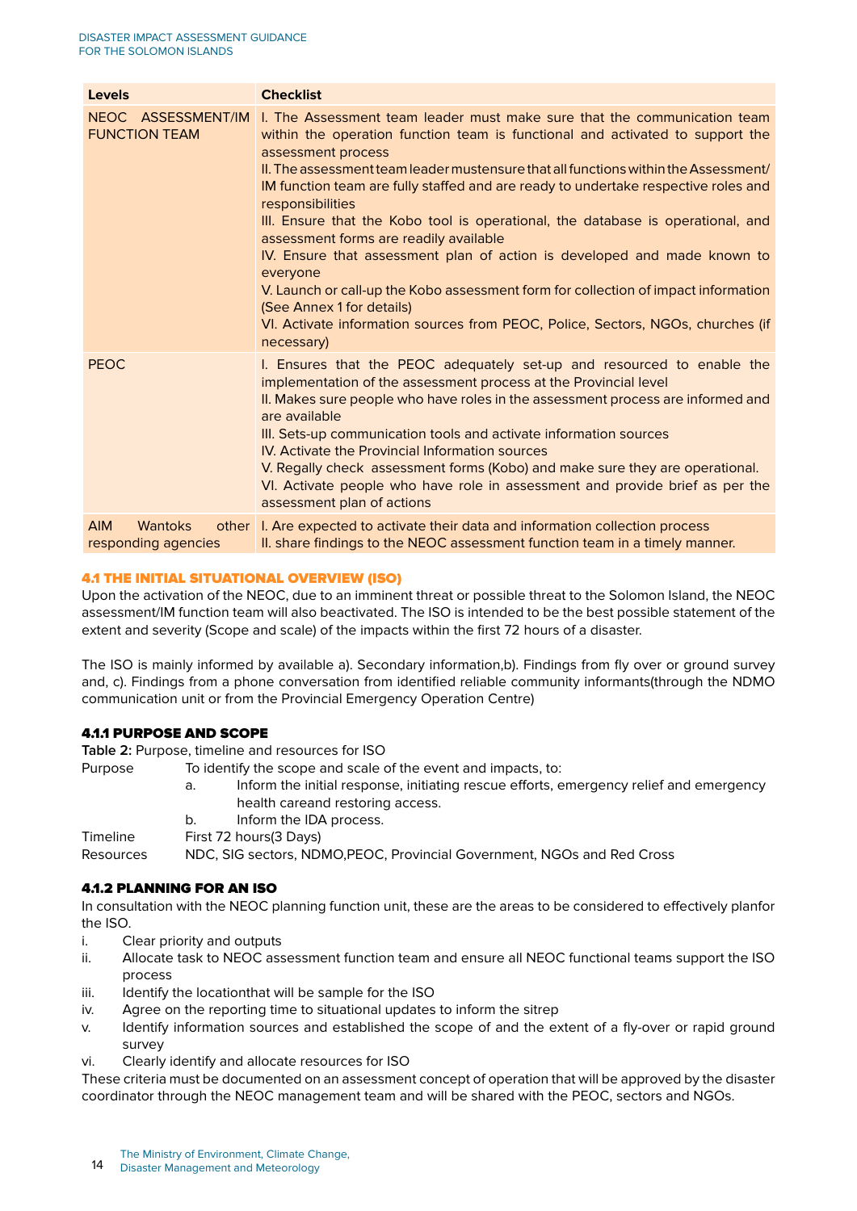| Levels | Checklist |
|---|---|
| NEOC ASSESSMENT/IM FUNCTION TEAM | I. The Assessment team leader must make sure that the communication team within the operation function team is functional and activated to support the assessment process<br>II. The assessment team leader mustensure that all functions within the Assessment/IM function team are fully staffed and are ready to undertake respective roles and responsibilities<br>III. Ensure that the Kobo tool is operational, the database is operational, and assessment forms are readily available<br>IV. Ensure that assessment plan of action is developed and made known to everyone<br>V. Launch or call-up the Kobo assessment form for collection of impact information (See Annex 1 for details)<br>VI. Activate information sources from PEOC, Police, Sectors, NGOs, churches (if necessary) |
| PEOC | I. Ensures that the PEOC adequately set-up and resourced to enable the implementation of the assessment process at the Provincial level<br>II. Makes sure people who have roles in the assessment process are informed and are available<br>III. Sets-up communication tools and activate information sources<br>IV. Activate the Provincial Information sources<br>V. Regally check assessment forms (Kobo) and make sure they are operational.<br>VI. Activate people who have role in assessment and provide brief as per the assessment plan of actions |
| AIM Wantoks other responding agencies | I. Are expected to activate their data and information collection process<br>II. share findings to the NEOC assessment function team in a timely manner. |

## 4.1 THE INITIAL SITUATIONAL OVERVIEW (ISO)

Upon the activation of the NEOC, due to an imminent threat or possible threat to the Solomon Island, the NEOC assessment/IM function team will also beactivated. The ISO is intended to be the best possible statement of the extent and severity (Scope and scale) of the impacts within the first 72 hours of a disaster.

The ISO is mainly informed by available a). Secondary information,b). Findings from fly over or ground survey and, c). Findings from a phone conversation from identified reliable community informants(through the NDMO communication unit or from the Provincial Emergency Operation Centre)

### 4.1.1 PURPOSE AND SCOPE

**Table 2:** Purpose, timeline and resources for ISO

| | |
|---|---|
| Purpose | To identify the scope and scale of the event and impacts, to:<br>a. Inform the initial response, initiating rescue efforts, emergency relief and emergency health careand restoring access.<br>b. Inform the IDA process. |
| Timeline | First 72 hours(3 Days) |
| Resources | NDC, SIG sectors, NDMO,PEOC, Provincial Government, NGOs and Red Cross |

### 4.1.2 PLANNING FOR AN ISO

In consultation with the NEOC planning function unit, these are the areas to be considered to effectively planfor the ISO.

i. Clear priority and outputs
ii. Allocate task to NEOC assessment function team and ensure all NEOC functional teams support the ISO process
iii. Identify the locationthat will be sample for the ISO
iv. Agree on the reporting time to situational updates to inform the sitrep
v. Identify information sources and established the scope of and the extent of a fly-over or rapid ground survey
vi. Clearly identify and allocate resources for ISO

These criteria must be documented on an assessment concept of operation that will be approved by the disaster coordinator through the NEOC management team and will be shared with the PEOC, sectors and NGOs.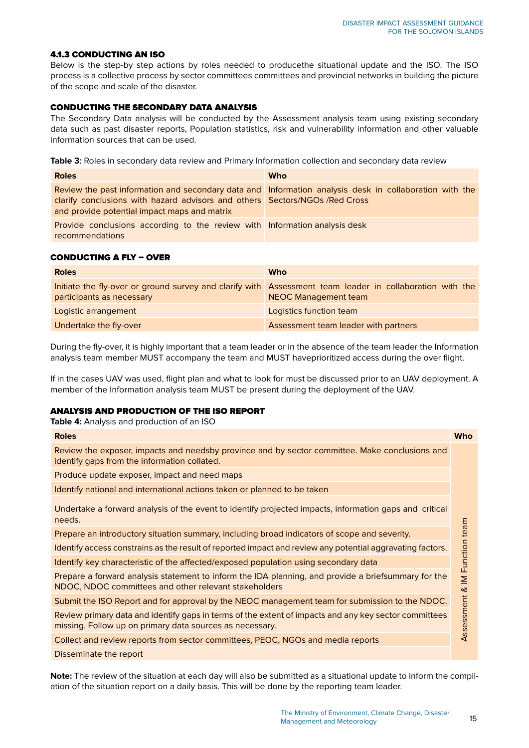#### 4.1.3 CONDUCTING AN ISO

Below is the step-by step actions by roles needed to producethe situational update and the ISO. The ISO process is a collective process by sector committees committees and provincial networks in building the picture of the scope and scale of the disaster.

#### CONDUCTING THE SECONDARY DATA ANALYSIS

The Secondary Data analysis will be conducted by the Assessment analysis team using existing secondary data such as past disaster reports, Population statistics, risk and vulnerability information and other valuable information sources that can be used.

**Table 3:** Roles in secondary data review and Primary Information collection and secondary data review

| Roles | Who |
|---|---|
| Review the past information and secondary data and clarify conclusions with hazard advisors and others and provide potential impact maps and matrix | Information analysis desk in collaboration with the Sectors/NGOs /Red Cross |
| Provide conclusions according to the review with recommendations | Information analysis desk |

#### CONDUCTING A FLY – OVER

| Roles | Who |
|---|---|
| Initiate the fly-over or ground survey and clarify with participants as necessary | Assessment team leader in collaboration with the NEOC Management team |
| Logistic arrangement | Logistics function team |
| Undertake the fly-over | Assessment team leader with partners |

During the fly-over, it is highly important that a team leader or in the absence of the team leader the Information analysis team member MUST accompany the team and MUST haveprioritized access during the over flight.

If in the cases UAV was used, flight plan and what to look for must be discussed prior to an UAV deployment. A member of the Information analysis team MUST be present during the deployment of the UAV.

#### ANALYSIS AND PRODUCTION OF THE ISO REPORT

**Table 4:** Analysis and production of an ISO

| Roles | Who |
|---|---|
| Review the exposer, impacts and needsby province and by sector committee. Make conclusions and identify gaps from the information collated. | Assessment & IM Function team |
| Produce update exposer, impact and need maps | |
| Identify national and international actions taken or planned to be taken | |
| Undertake a forward analysis of the event to identify projected impacts, information gaps and critical needs. | |
| Prepare an introductory situation summary, including broad indicators of scope and severity. | |
| Identify access constrains as the result of reported impact and review any potential aggravating factors. | |
| Identify key characteristic of the affected/exposed population using secondary data | |
| Prepare a forward analysis statement to inform the IDA planning, and provide a briefsummary for the NDOC, NDOC committees and other relevant stakeholders | |
| Submit the ISO Report and for approval by the NEOC management team for submission to the NDOC. | |
| Review primary data and identify gaps in terms of the extent of impacts and any key sector committees missing. Follow up on primary data sources as necessary. | |
| Collect and review reports from sector committees, PEOC, NGOs and media reports | |
| Disseminate the report | |

**Note:** The review of the situation at each day will also be submitted as a situational update to inform the compilation of the situation report on a daily basis. This will be done by the reporting team leader.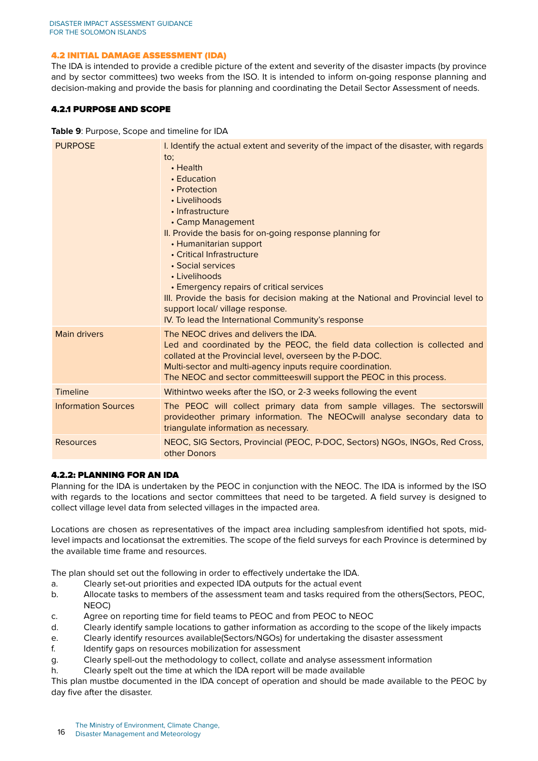## 4.2 INITIAL DAMAGE ASSESSMENT (IDA)

The IDA is intended to provide a credible picture of the extent and severity of the disaster impacts (by province and by sector committees) two weeks from the ISO. It is intended to inform on-going response planning and decision-making and provide the basis for planning and coordinating the Detail Sector Assessment of needs.

### 4.2.1 PURPOSE AND SCOPE

**Table 9**: Purpose, Scope and timeline for IDA

| | |
|---|---|
| PURPOSE | I. Identify the actual extent and severity of the impact of the disaster, with regards to;<br>• Health<br>• Education<br>• Protection<br>• Livelihoods<br>• Infrastructure<br>• Camp Management<br>II. Provide the basis for on-going response planning for<br>• Humanitarian support<br>• Critical Infrastructure<br>• Social services<br>• Livelihoods<br>• Emergency repairs of critical services<br>III. Provide the basis for decision making at the National and Provincial level to support local/ village response.<br>IV. To lead the International Community's response |
| Main drivers | The NEOC drives and delivers the IDA.<br>Led and coordinated by the PEOC, the field data collection is collected and collated at the Provincial level, overseen by the P-DOC.<br>Multi-sector and multi-agency inputs require coordination.<br>The NEOC and sector committeeswill support the PEOC in this process. |
| Timeline | Withintwo weeks after the ISO, or 2-3 weeks following the event |
| Information Sources | The PEOC will collect primary data from sample villages. The sectorswill provideother primary information. The NEOCwill analyse secondary data to triangulate information as necessary. |
| Resources | NEOC, SIG Sectors, Provincial (PEOC, P-DOC, Sectors) NGOs, INGOs, Red Cross, other Donors |

### 4.2.2: PLANNING FOR AN IDA

Planning for the IDA is undertaken by the PEOC in conjunction with the NEOC. The IDA is informed by the ISO with regards to the locations and sector committees that need to be targeted. A field survey is designed to collect village level data from selected villages in the impacted area.

Locations are chosen as representatives of the impact area including samplesfrom identified hot spots, mid-level impacts and locationsat the extremities. The scope of the field surveys for each Province is determined by the available time frame and resources.

The plan should set out the following in order to effectively undertake the IDA.

a. Clearly set-out priorities and expected IDA outputs for the actual event
b. Allocate tasks to members of the assessment team and tasks required from the others(Sectors, PEOC, NEOC)
c. Agree on reporting time for field teams to PEOC and from PEOC to NEOC
d. Clearly identify sample locations to gather information as according to the scope of the likely impacts
e. Clearly identify resources available(Sectors/NGOs) for undertaking the disaster assessment
f. Identify gaps on resources mobilization for assessment
g. Clearly spell-out the methodology to collect, collate and analyse assessment information
h. Clearly spelt out the time at which the IDA report will be made available

This plan mustbe documented in the IDA concept of operation and should be made available to the PEOC by day five after the disaster.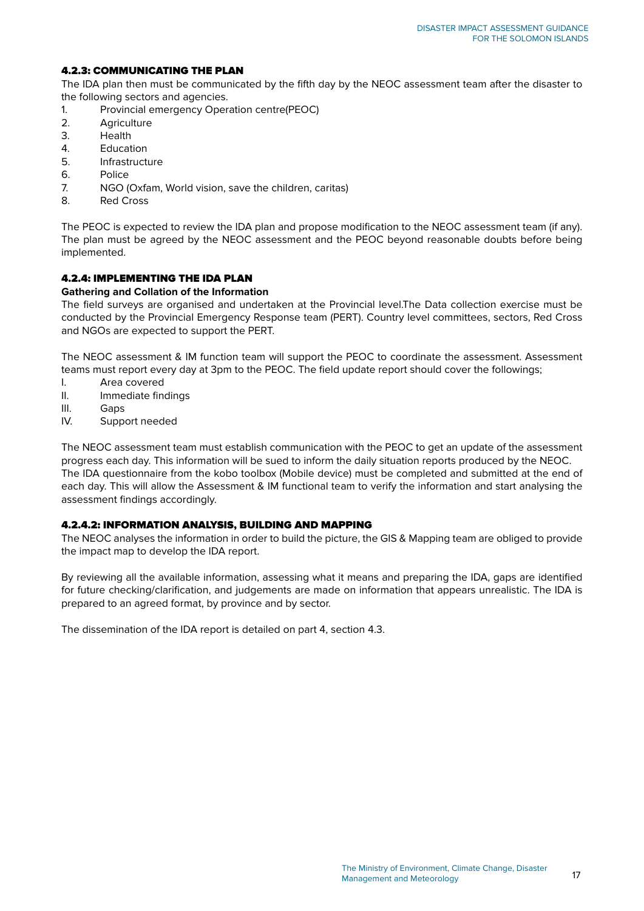### 4.2.3: COMMUNICATING THE PLAN

The IDA plan then must be communicated by the fifth day by the NEOC assessment team after the disaster to the following sectors and agencies.

1. Provincial emergency Operation centre(PEOC)
2. Agriculture
3. Health
4. Education
5. Infrastructure
6. Police
7. NGO (Oxfam, World vision, save the children, caritas)
8. Red Cross

The PEOC is expected to review the IDA plan and propose modification to the NEOC assessment team (if any). The plan must be agreed by the NEOC assessment and the PEOC beyond reasonable doubts before being implemented.

### 4.2.4: IMPLEMENTING THE IDA PLAN

**Gathering and Collation of the Information**

The field surveys are organised and undertaken at the Provincial level.The Data collection exercise must be conducted by the Provincial Emergency Response team (PERT). Country level committees, sectors, Red Cross and NGOs are expected to support the PERT.

The NEOC assessment & IM function team will support the PEOC to coordinate the assessment. Assessment teams must report every day at 3pm to the PEOC. The field update report should cover the followings;

I. Area covered
II. Immediate findings
III. Gaps
IV. Support needed

The NEOC assessment team must establish communication with the PEOC to get an update of the assessment progress each day. This information will be sued to inform the daily situation reports produced by the NEOC. The IDA questionnaire from the kobo toolbox (Mobile device) must be completed and submitted at the end of each day. This will allow the Assessment & IM functional team to verify the information and start analysing the assessment findings accordingly.

### 4.2.4.2: INFORMATION ANALYSIS, BUILDING AND MAPPING

The NEOC analyses the information in order to build the picture, the GIS & Mapping team are obliged to provide the impact map to develop the IDA report.

By reviewing all the available information, assessing what it means and preparing the IDA, gaps are identified for future checking/clarification, and judgements are made on information that appears unrealistic. The IDA is prepared to an agreed format, by province and by sector.

The dissemination of the IDA report is detailed on part 4, section 4.3.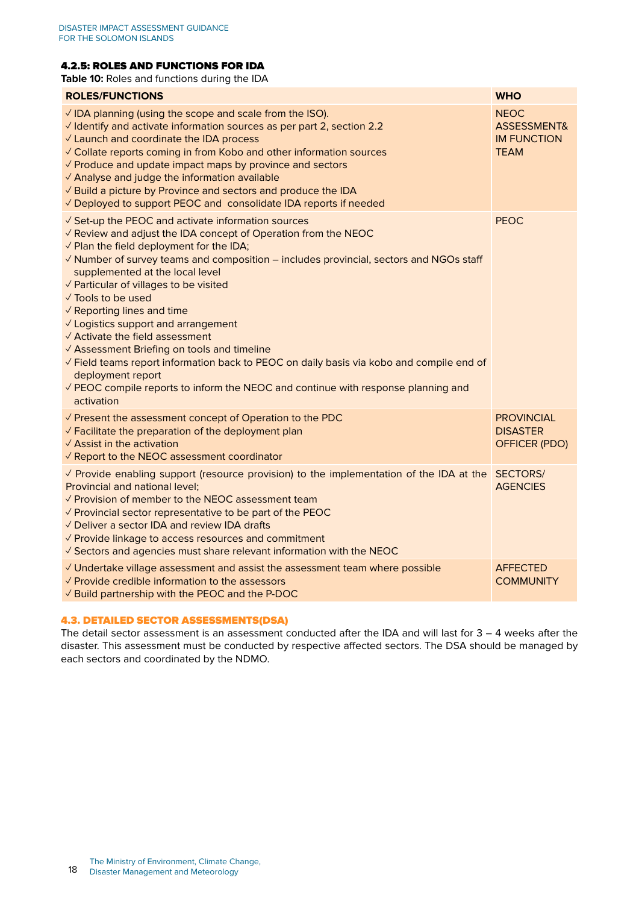### 4.2.5: ROLES AND FUNCTIONS FOR IDA

**Table 10:** Roles and functions during the IDA

| ROLES/FUNCTIONS | WHO |
|---|---|
| ✓ IDA planning (using the scope and scale from the ISO).<br>✓ Identify and activate information sources as per part 2, section 2.2<br>✓ Launch and coordinate the IDA process<br>✓ Collate reports coming in from Kobo and other information sources<br>✓ Produce and update impact maps by province and sectors<br>✓ Analyse and judge the information available<br>✓ Build a picture by Province and sectors and produce the IDA<br>✓ Deployed to support PEOC and consolidate IDA reports if needed | NEOC ASSESSMENT& IM FUNCTION TEAM |
| ✓ Set-up the PEOC and activate information sources<br>✓ Review and adjust the IDA concept of Operation from the NEOC<br>✓ Plan the field deployment for the IDA;<br>✓ Number of survey teams and composition – includes provincial, sectors and NGOs staff supplemented at the local level<br>✓ Particular of villages to be visited<br>✓ Tools to be used<br>✓ Reporting lines and time<br>✓ Logistics support and arrangement<br>✓ Activate the field assessment<br>✓ Assessment Briefing on tools and timeline<br>✓ Field teams report information back to PEOC on daily basis via kobo and compile end of deployment report<br>✓ PEOC compile reports to inform the NEOC and continue with response planning and activation | PEOC |
| ✓ Present the assessment concept of Operation to the PDC<br>✓ Facilitate the preparation of the deployment plan<br>✓ Assist in the activation<br>✓ Report to the NEOC assessment coordinator | PROVINCIAL DISASTER OFFICER (PDO) |
| ✓ Provide enabling support (resource provision) to the implementation of the IDA at the Provincial and national level;<br>✓ Provision of member to the NEOC assessment team<br>✓ Provincial sector representative to be part of the PEOC<br>✓ Deliver a sector IDA and review IDA drafts<br>✓ Provide linkage to access resources and commitment<br>✓ Sectors and agencies must share relevant information with the NEOC | SECTORS/ AGENCIES |
| ✓ Undertake village assessment and assist the assessment team where possible<br>✓ Provide credible information to the assessors<br>✓ Build partnership with the PEOC and the P-DOC | AFFECTED COMMUNITY |

## 4.3. DETAILED SECTOR ASSESSMENTS(DSA)

The detail sector assessment is an assessment conducted after the IDA and will last for 3 – 4 weeks after the disaster. This assessment must be conducted by respective affected sectors. The DSA should be managed by each sectors and coordinated by the NDMO.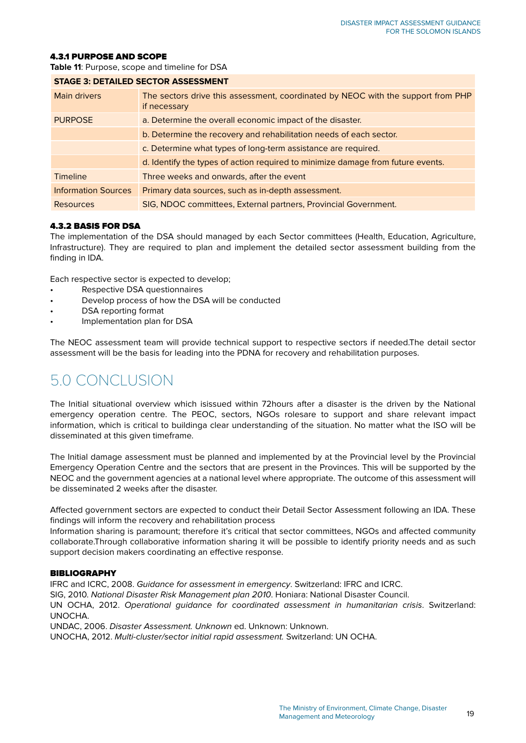#### 4.3.1 PURPOSE AND SCOPE

**Table 11**: Purpose, scope and timeline for DSA

| STAGE 3: DETAILED SECTOR ASSESSMENT | |
|---|---|
| Main drivers | The sectors drive this assessment, coordinated by NEOC with the support from PHP if necessary |
| PURPOSE | a. Determine the overall economic impact of the disaster. |
| | b. Determine the recovery and rehabilitation needs of each sector. |
| | c. Determine what types of long-term assistance are required. |
| | d. Identify the types of action required to minimize damage from future events. |
| Timeline | Three weeks and onwards, after the event |
| Information Sources | Primary data sources, such as in-depth assessment. |
| Resources | SIG, NDOC committees, External partners, Provincial Government. |

#### 4.3.2 BASIS FOR DSA

The implementation of the DSA should managed by each Sector committees (Health, Education, Agriculture, Infrastructure). They are required to plan and implement the detailed sector assessment building from the finding in IDA.

Each respective sector is expected to develop;

- Respective DSA questionnaires
- Develop process of how the DSA will be conducted
- DSA reporting format
- Implementation plan for DSA

The NEOC assessment team will provide technical support to respective sectors if needed.The detail sector assessment will be the basis for leading into the PDNA for recovery and rehabilitation purposes.

# 5.0 CONCLUSION

The Initial situational overview which isissued within 72hours after a disaster is the driven by the National emergency operation centre. The PEOC, sectors, NGOs rolesare to support and share relevant impact information, which is critical to buildinga clear understanding of the situation. No matter what the ISO will be disseminated at this given timeframe.

The Initial damage assessment must be planned and implemented by at the Provincial level by the Provincial Emergency Operation Centre and the sectors that are present in the Provinces. This will be supported by the NEOC and the government agencies at a national level where appropriate. The outcome of this assessment will be disseminated 2 weeks after the disaster.

Affected government sectors are expected to conduct their Detail Sector Assessment following an IDA. These findings will inform the recovery and rehabilitation process

Information sharing is paramount; therefore it's critical that sector committees, NGOs and affected community collaborate.Through collaborative information sharing it will be possible to identify priority needs and as such support decision makers coordinating an effective response.

#### BIBLIOGRAPHY

IFRC and ICRC, 2008. *Guidance for assessment in emergency*. Switzerland: IFRC and ICRC.

SIG, 2010. *National Disaster Risk Management plan 2010*. Honiara: National Disaster Council.

UN OCHA, 2012. *Operational guidance for coordinated assessment in humanitarian crisis*. Switzerland: UNOCHA.

UNDAC, 2006. *Disaster Assessment. Unknown* ed. Unknown: Unknown.

UNOCHA, 2012. *Multi-cluster/sector initial rapid assessment.* Switzerland: UN OCHA.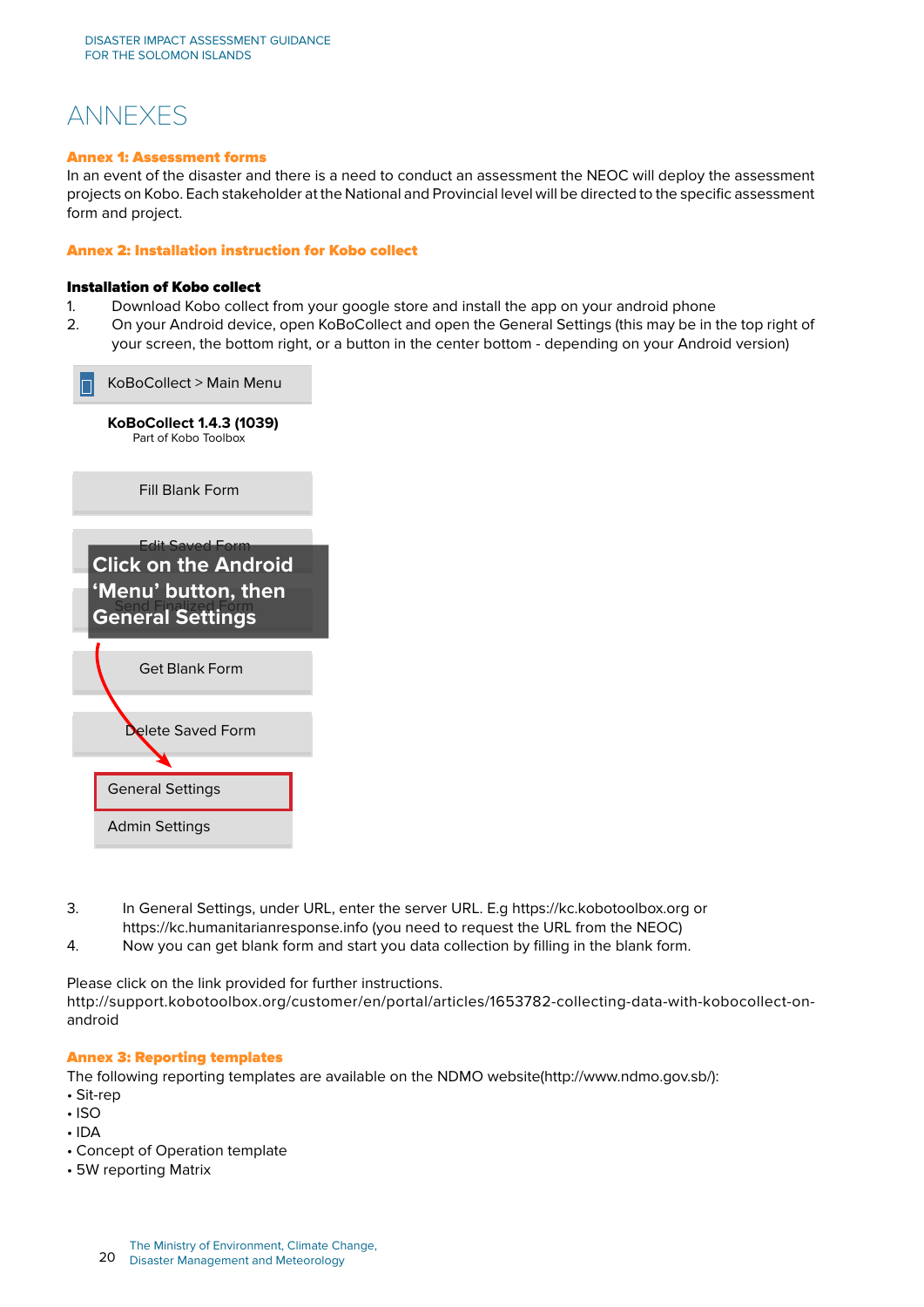# ANNEXES

## Annex 1: Assessment forms

In an event of the disaster and there is a need to conduct an assessment the NEOC will deploy the assessment projects on Kobo. Each stakeholder at the National and Provincial level will be directed to the specific assessment form and project.

## Annex 2: Installation instruction for Kobo collect

**Installation of Kobo collect**

1. Download Kobo collect from your google store and install the app on your android phone
2. On your Android device, open KoBoCollect and open the General Settings (this may be in the top right of your screen, the bottom right, or a button in the center bottom - depending on your Android version)

KoBoCollect > Main Menu

**KoBoCollect 1.4.3 (1039)**
Part of Kobo Toolbox

Fill Blank Form

Edit Saved Form

Send Finalized Form

**Click on the Android 'Menu' button, then General Settings**

Get Blank Form

Delete Saved Form

General Settings

Admin Settings

3. In General Settings, under URL, enter the server URL. E.g https://kc.kobotoolbox.org or https://kc.humanitarianresponse.info (you need to request the URL from the NEOC)
4. Now you can get blank form and start you data collection by filling in the blank form.

Please click on the link provided for further instructions.
http://support.kobotoolbox.org/customer/en/portal/articles/1653782-collecting-data-with-kobocollect-on-android

## Annex 3: Reporting templates

The following reporting templates are available on the NDMO website(http://www.ndmo.gov.sb/):

- Sit-rep
- ISO
- IDA
- Concept of Operation template
- 5W reporting Matrix